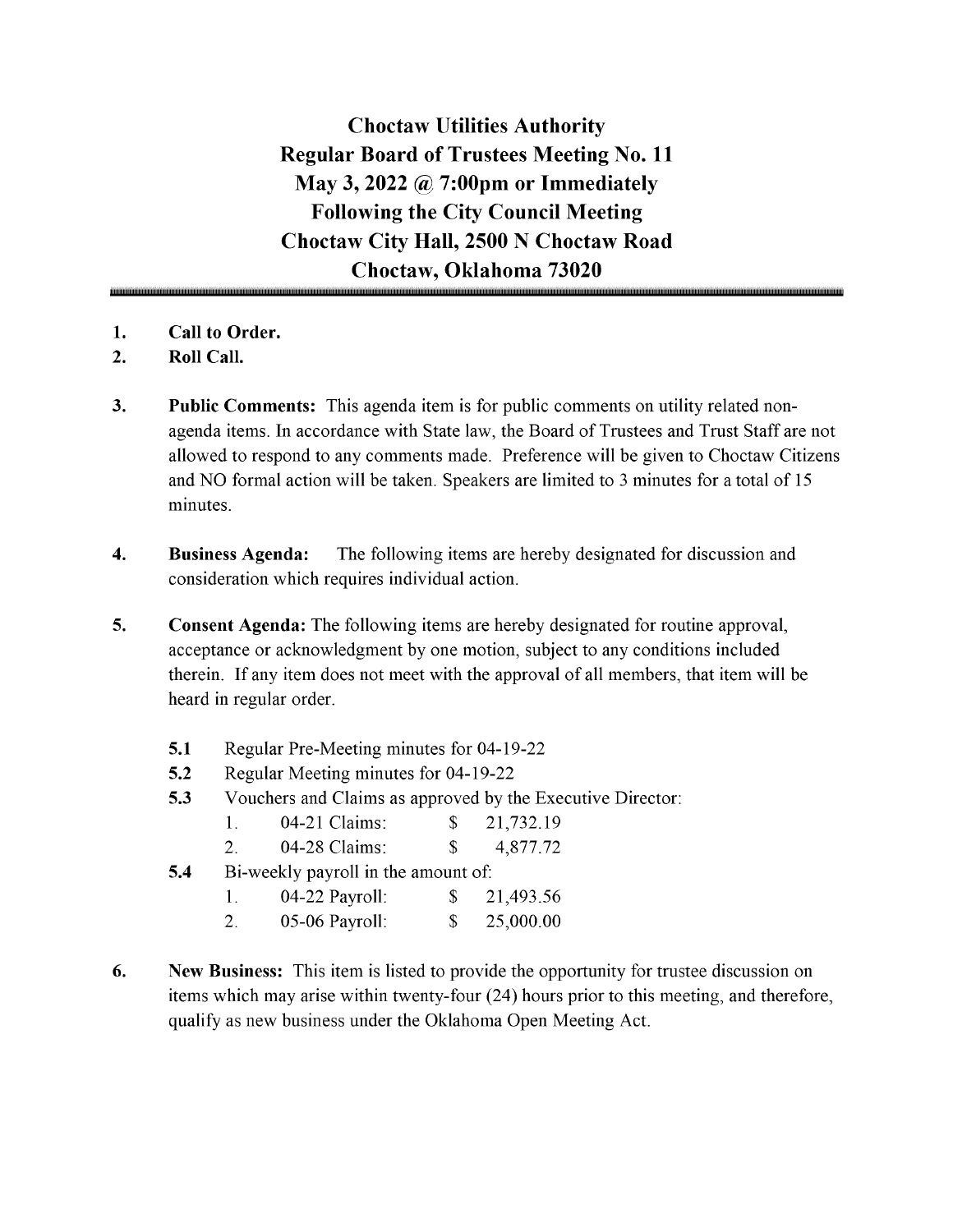# Choctaw Utilities Authority
# Regular Board of Trustees Meeting No. 11
# May 3, 2022 @ 7:00pm or Immediately Following the City Council Meeting
# Choctaw City Hall, 2500 N Choctaw Road
# Choctaw, Oklahoma 73020

1. **Call to Order.**
2. **Roll Call.**
3. **Public Comments:** This agenda item is for public comments on utility related non-agenda items. In accordance with State law, the Board of Trustees and Trust Staff are not allowed to respond to any comments made. Preference will be given to Choctaw Citizens and NO formal action will be taken. Speakers are limited to 3 minutes for a total of 15 minutes.
4. **Business Agenda:** The following items are hereby designated for discussion and consideration which requires individual action.
5. **Consent Agenda:** The following items are hereby designated for routine approval, acceptance or acknowledgment by one motion, subject to any conditions included therein. If any item does not meet with the approval of all members, that item will be heard in regular order.

   **5.1** Regular Pre-Meeting minutes for 04-19-22

   **5.2** Regular Meeting minutes for 04-19-22

   **5.3** Vouchers and Claims as approved by the Executive Director:

   1. 04-21 Claims: $ 21,732.19
   2. 04-28 Claims: $ 4,877.72

   **5.4** Bi-weekly payroll in the amount of:

   1. 04-22 Payroll: $ 21,493.56
   2. 05-06 Payroll: $ 25,000.00

6. **New Business:** This item is listed to provide the opportunity for trustee discussion on items which may arise within twenty-four (24) hours prior to this meeting, and therefore, qualify as new business under the Oklahoma Open Meeting Act.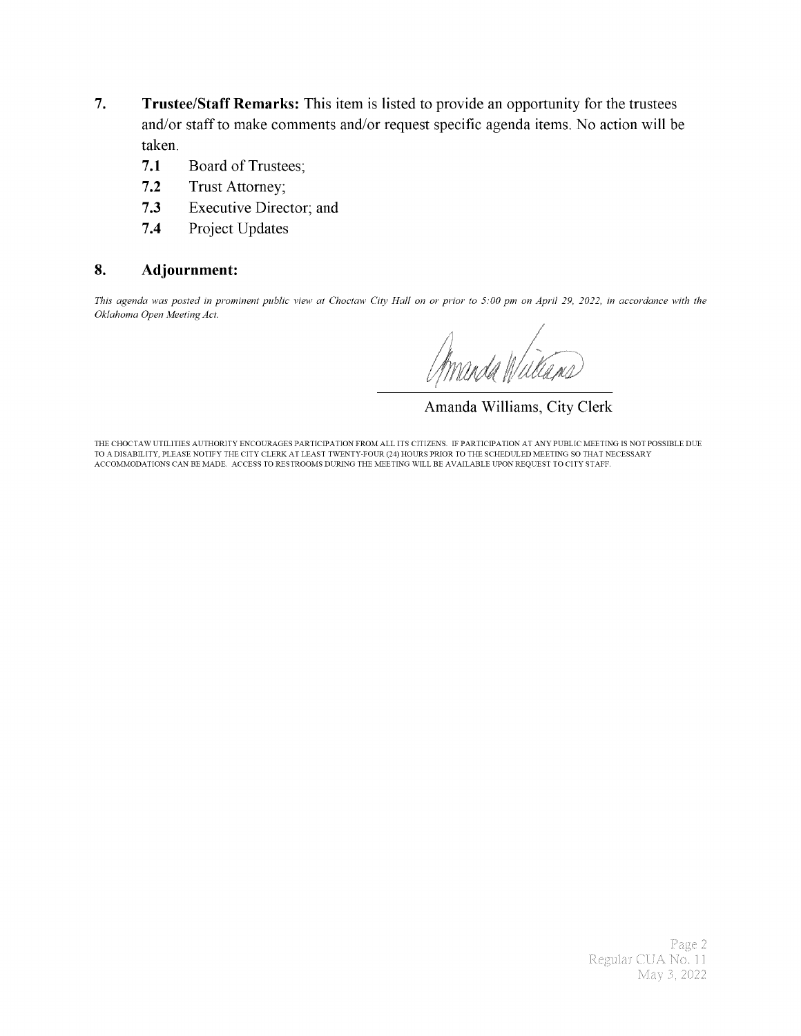7. **Trustee/Staff Remarks:** This item is listed to provide an opportunity for the trustees and/or staff to make comments and/or request specific agenda items. No action will be taken.
   - **7.1** Board of Trustees;
   - **7.2** Trust Attorney;
   - **7.3** Executive Director; and
   - **7.4** Project Updates

8. **Adjournment:**

*This agenda was posted in prominent public view at Choctaw City Hall on or prior to 5:00 pm on April 29, 2022, in accordance with the Oklahoma Open Meeting Act.*

Amanda Williams, City Clerk

THE CHOCTAW UTILITIES AUTHORITY ENCOURAGES PARTICIPATION FROM ALL ITS CITIZENS. IF PARTICIPATION AT ANY PUBLIC MEETING IS NOT POSSIBLE DUE TO A DISABILITY, PLEASE NOTIFY THE CITY CLERK AT LEAST TWENTY-FOUR (24) HOURS PRIOR TO THE SCHEDULED MEETING SO THAT NECESSARY ACCOMMODATIONS CAN BE MADE. ACCESS TO RESTROOMS DURING THE MEETING WILL BE AVAILABLE UPON REQUEST TO CITY STAFF.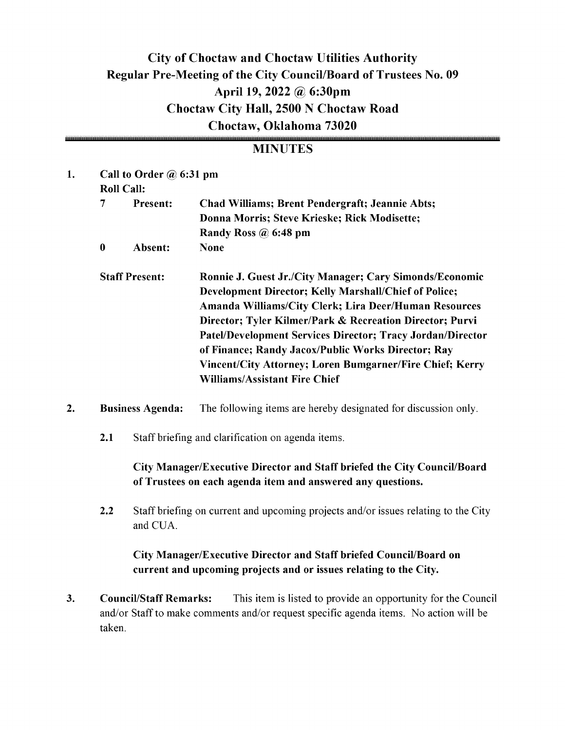# City of Choctaw and Choctaw Utilities Authority
## Regular Pre-Meeting of the City Council/Board of Trustees No. 09
## April 19, 2022 @ 6:30pm
## Choctaw City Hall, 2500 N Choctaw Road
## Choctaw, Oklahoma 73020

## MINUTES

1. **Call to Order @ 6:31 pm**

   **Roll Call:**

   | | | |
   |---|---|---|
   | **7** | **Present:** | **Chad Williams; Brent Pendergraft; Jeannie Abts; Donna Morris; Steve Krieske; Rick Modisette; Randy Ross @ 6:48 pm** |
   | **0** | **Absent:** | **None** |

   **Staff Present:** **Ronnie J. Guest Jr./City Manager; Cary Simonds/Economic Development Director; Kelly Marshall/Chief of Police; Amanda Williams/City Clerk; Lira Deer/Human Resources Director; Tyler Kilmer/Park & Recreation Director; Purvi Patel/Development Services Director; Tracy Jordan/Director of Finance; Randy Jacox/Public Works Director; Ray Vincent/City Attorney; Loren Bumgarner/Fire Chief; Kerry Williams/Assistant Fire Chief**

2. **Business Agenda:** The following items are hereby designated for discussion only.

   2.1 Staff briefing and clarification on agenda items.

   **City Manager/Executive Director and Staff briefed the City Council/Board of Trustees on each agenda item and answered any questions.**

   2.2 Staff briefing on current and upcoming projects and/or issues relating to the City and CUA.

   **City Manager/Executive Director and Staff briefed Council/Board on current and upcoming projects and or issues relating to the City.**

3. **Council/Staff Remarks:** This item is listed to provide an opportunity for the Council and/or Staff to make comments and/or request specific agenda items. No action will be taken.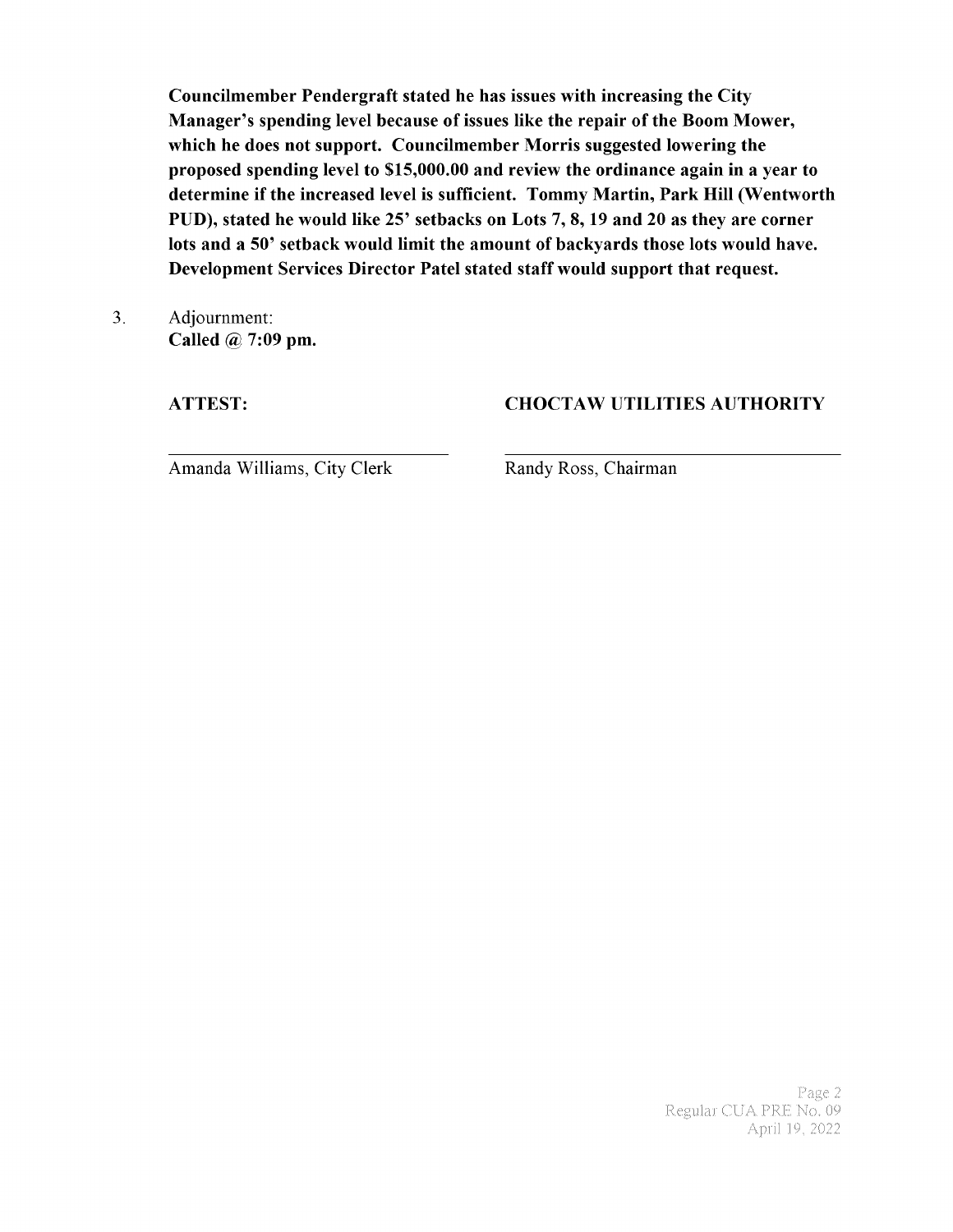**Councilmember Pendergraft stated he has issues with increasing the City Manager's spending level because of issues like the repair of the Boom Mower, which he does not support. Councilmember Morris suggested lowering the proposed spending level to $15,000.00 and review the ordinance again in a year to determine if the increased level is sufficient. Tommy Martin, Park Hill (Wentworth PUD), stated he would like 25' setbacks on Lots 7, 8, 19 and 20 as they are corner lots and a 50' setback would limit the amount of backyards those lots would have. Development Services Director Patel stated staff would support that request.**

3. Adjournment:
   **Called @ 7:09 pm.**

| **ATTEST:** | **CHOCTAW UTILITIES AUTHORITY** |
|---|---|
| Amanda Williams, City Clerk | Randy Ross, Chairman |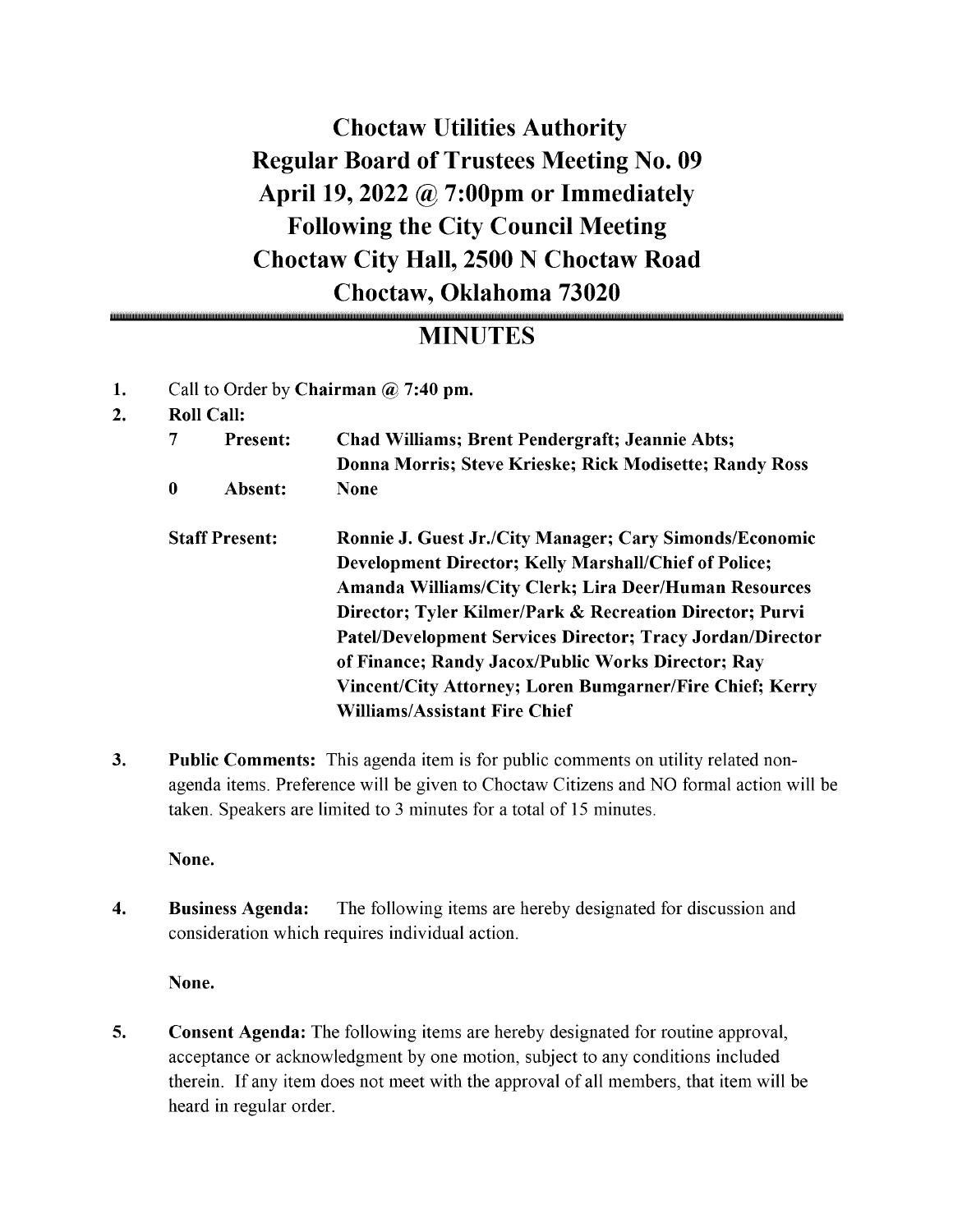# Choctaw Utilities Authority
# Regular Board of Trustees Meeting No. 09
# April 19, 2022 @ 7:00pm or Immediately Following the City Council Meeting
# Choctaw City Hall, 2500 N Choctaw Road
# Choctaw, Oklahoma 73020

## MINUTES

1. Call to Order by **Chairman @ 7:40 pm.**

2. **Roll Call:**

   | | | |
   |---|---|---|
   | **7** | **Present:** | **Chad Williams; Brent Pendergraft; Jeannie Abts; Donna Morris; Steve Krieske; Rick Modisette; Randy Ross** |
   | **0** | **Absent:** | **None** |

   **Staff Present:** **Ronnie J. Guest Jr./City Manager; Cary Simonds/Economic Development Director; Kelly Marshall/Chief of Police; Amanda Williams/City Clerk; Lira Deer/Human Resources Director; Tyler Kilmer/Park & Recreation Director; Purvi Patel/Development Services Director; Tracy Jordan/Director of Finance; Randy Jacox/Public Works Director; Ray Vincent/City Attorney; Loren Bumgarner/Fire Chief; Kerry Williams/Assistant Fire Chief**

3. **Public Comments:** This agenda item is for public comments on utility related non-agenda items. Preference will be given to Choctaw Citizens and NO formal action will be taken. Speakers are limited to 3 minutes for a total of 15 minutes.

   **None.**

4. **Business Agenda:** The following items are hereby designated for discussion and consideration which requires individual action.

   **None.**

5. **Consent Agenda:** The following items are hereby designated for routine approval, acceptance or acknowledgment by one motion, subject to any conditions included therein. If any item does not meet with the approval of all members, that item will be heard in regular order.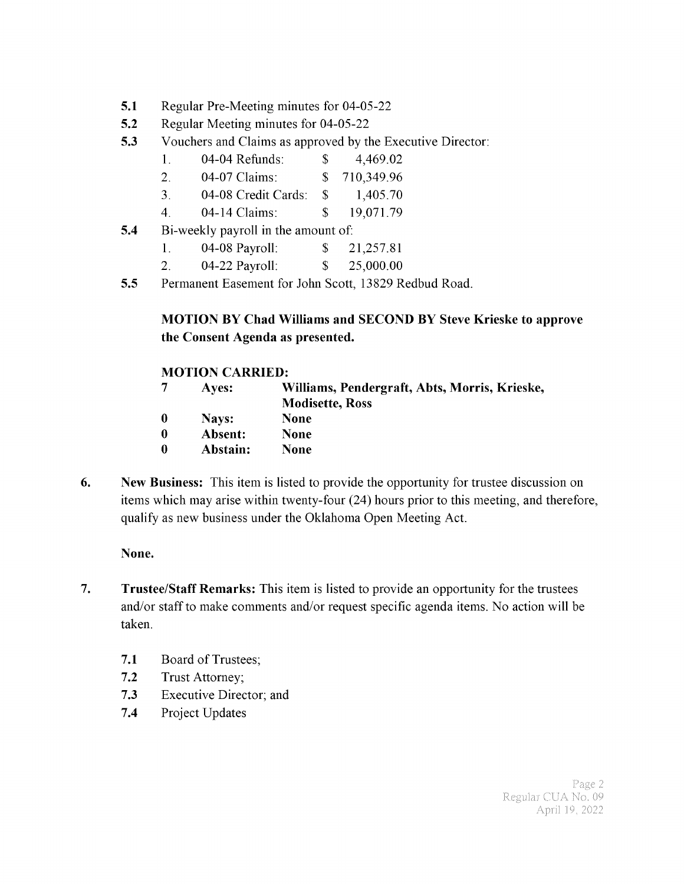**5.1** Regular Pre-Meeting minutes for 04-05-22

**5.2** Regular Meeting minutes for 04-05-22

**5.3** Vouchers and Claims as approved by the Executive Director:

| | | |
|---|---|---|
| 1. | 04-04 Refunds: | $ 4,469.02 |
| 2. | 04-07 Claims: | $ 710,349.96 |
| 3. | 04-08 Credit Cards: | $ 1,405.70 |
| 4. | 04-14 Claims: | $ 19,071.79 |

**5.4** Bi-weekly payroll in the amount of:

| | | |
|---|---|---|
| 1. | 04-08 Payroll: | $ 21,257.81 |
| 2. | 04-22 Payroll: | $ 25,000.00 |

**5.5** Permanent Easement for John Scott, 13829 Redbud Road.

**MOTION BY Chad Williams and SECOND BY Steve Krieske to approve the Consent Agenda as presented.**

**MOTION CARRIED:**

| | | |
|---|---|---|
| **7** | **Ayes:** | **Williams, Pendergraft, Abts, Morris, Krieske, Modisette, Ross** |
| **0** | **Nays:** | **None** |
| **0** | **Absent:** | **None** |
| **0** | **Abstain:** | **None** |

**6. New Business:** This item is listed to provide the opportunity for trustee discussion on items which may arise within twenty-four (24) hours prior to this meeting, and therefore, qualify as new business under the Oklahoma Open Meeting Act.

**None.**

**7. Trustee/Staff Remarks:** This item is listed to provide an opportunity for the trustees and/or staff to make comments and/or request specific agenda items. No action will be taken.

**7.1** Board of Trustees;

**7.2** Trust Attorney;

**7.3** Executive Director; and

**7.4** Project Updates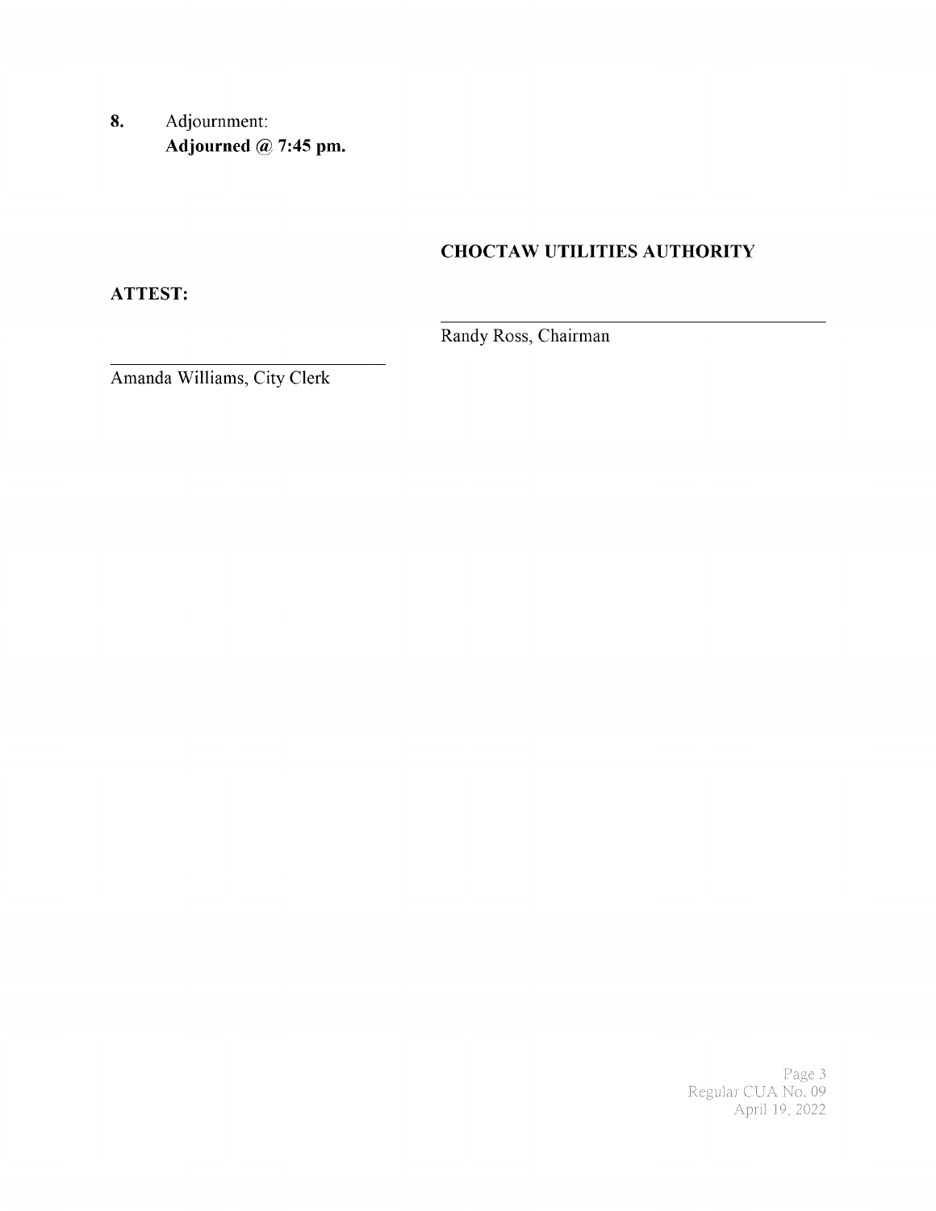**8.** Adjournment:
**Adjourned @ 7:45 pm.**

**CHOCTAW UTILITIES AUTHORITY**

**ATTEST:**

\_\_\_\_\_\_\_\_\_\_\_\_\_\_\_\_\_\_\_\_\_\_\_\_\_\_\_\_\_\_\_\_\_\_\_\_
Randy Ross, Chairman

\_\_\_\_\_\_\_\_\_\_\_\_\_\_\_\_\_\_\_\_\_\_\_\_\_\_\_\_\_\_\_\_\_\_\_\_
Amanda Williams, City Clerk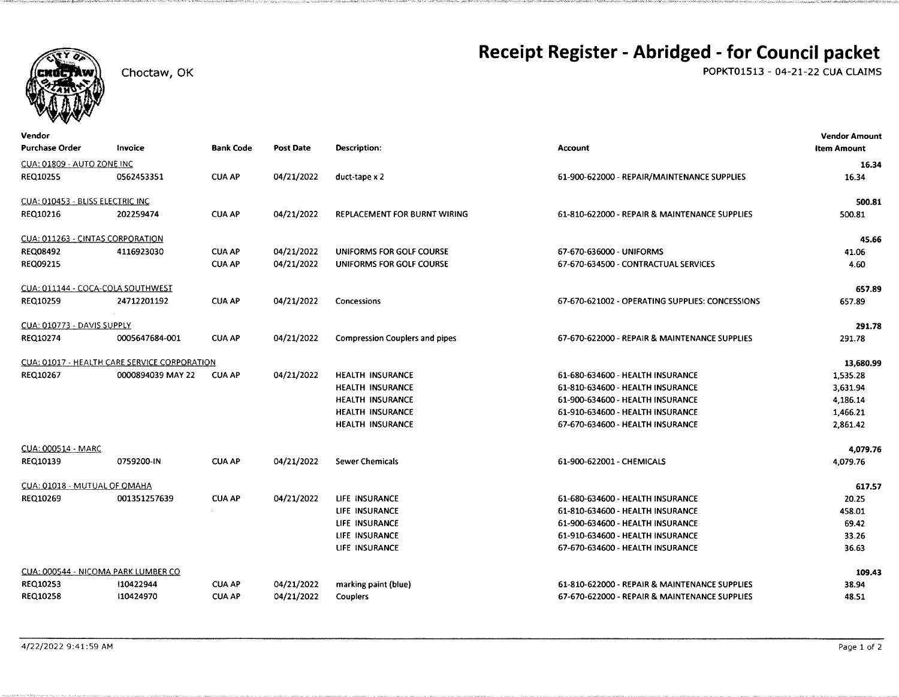# Receipt Register - Abridged - for Council packet

Choctaw, OK

POPKT01513 - 04-21-22 CUA CLAIMS

| Vendor / Purchase Order | Invoice | Bank Code | Post Date | Description: | Account | Vendor Amount / Item Amount |
|---|---|---|---|---|---|---|
| CUA: 01809 - AUTO ZONE INC | | | | | | 16.34 |
| REQ10255 | 0562453351 | CUA AP | 04/21/2022 | duct-tape x 2 | 61-900-622000 - REPAIR/MAINTENANCE SUPPLIES | 16.34 |
| CUA: 010453 - BLISS ELECTRIC INC | | | | | | 500.81 |
| REQ10216 | 202259474 | CUA AP | 04/21/2022 | REPLACEMENT FOR BURNT WIRING | 61-810-622000 - REPAIR & MAINTENANCE SUPPLIES | 500.81 |
| CUA: 011263 - CINTAS CORPORATION | | | | | | 45.66 |
| REQ08492 | 4116923030 | CUA AP | 04/21/2022 | UNIFORMS FOR GOLF COURSE | 67-670-636000 - UNIFORMS | 41.06 |
| REQ09215 | | CUA AP | 04/21/2022 | UNIFORMS FOR GOLF COURSE | 67-670-634500 - CONTRACTUAL SERVICES | 4.60 |
| CUA: 011144 - COCA-COLA SOUTHWEST | | | | | | 657.89 |
| REQ10259 | 24712201192 | CUA AP | 04/21/2022 | Concessions | 67-670-621002 - OPERATING SUPPLIES: CONCESSIONS | 657.89 |
| CUA: 010773 - DAVIS SUPPLY | | | | | | 291.78 |
| REQ10274 | 0005647684-001 | CUA AP | 04/21/2022 | Compression Couplers and pipes | 67-670-622000 - REPAIR & MAINTENANCE SUPPLIES | 291.78 |
| CUA: 01017 - HEALTH CARE SERVICE CORPORATION | | | | | | 13,680.99 |
| REQ10267 | 0000894039 MAY 22 | CUA AP | 04/21/2022 | HEALTH INSURANCE | 61-680-634600 - HEALTH INSURANCE | 1,535.28 |
| | | | | HEALTH INSURANCE | 61-810-634600 - HEALTH INSURANCE | 3,631.94 |
| | | | | HEALTH INSURANCE | 61-900-634600 - HEALTH INSURANCE | 4,186.14 |
| | | | | HEALTH INSURANCE | 61-910-634600 - HEALTH INSURANCE | 1,466.21 |
| | | | | HEALTH INSURANCE | 67-670-634600 - HEALTH INSURANCE | 2,861.42 |
| CUA: 000514 - MARC | | | | | | 4,079.76 |
| REQ10139 | 0759200-IN | CUA AP | 04/21/2022 | Sewer Chemicals | 61-900-622001 - CHEMICALS | 4,079.76 |
| CUA: 01018 - MUTUAL OF OMAHA | | | | | | 617.57 |
| REQ10269 | 001351257639 | CUA AP | 04/21/2022 | LIFE INSURANCE | 61-680-634600 - HEALTH INSURANCE | 20.25 |
| | | | | LIFE INSURANCE | 61-810-634600 - HEALTH INSURANCE | 458.01 |
| | | | | LIFE INSURANCE | 61-900-634600 - HEALTH INSURANCE | 69.42 |
| | | | | LIFE INSURANCE | 61-910-634600 - HEALTH INSURANCE | 33.26 |
| | | | | LIFE INSURANCE | 67-670-634600 - HEALTH INSURANCE | 36.63 |
| CUA: 000544 - NICOMA PARK LUMBER CO | | | | | | 109.43 |
| REQ10253 | I10422944 | CUA AP | 04/21/2022 | marking paint (blue) | 61-810-622000 - REPAIR & MAINTENANCE SUPPLIES | 38.94 |
| REQ10258 | I10424970 | CUA AP | 04/21/2022 | Couplers | 67-670-622000 - REPAIR & MAINTENANCE SUPPLIES | 48.51 |

4/22/2022 9:41:59 AM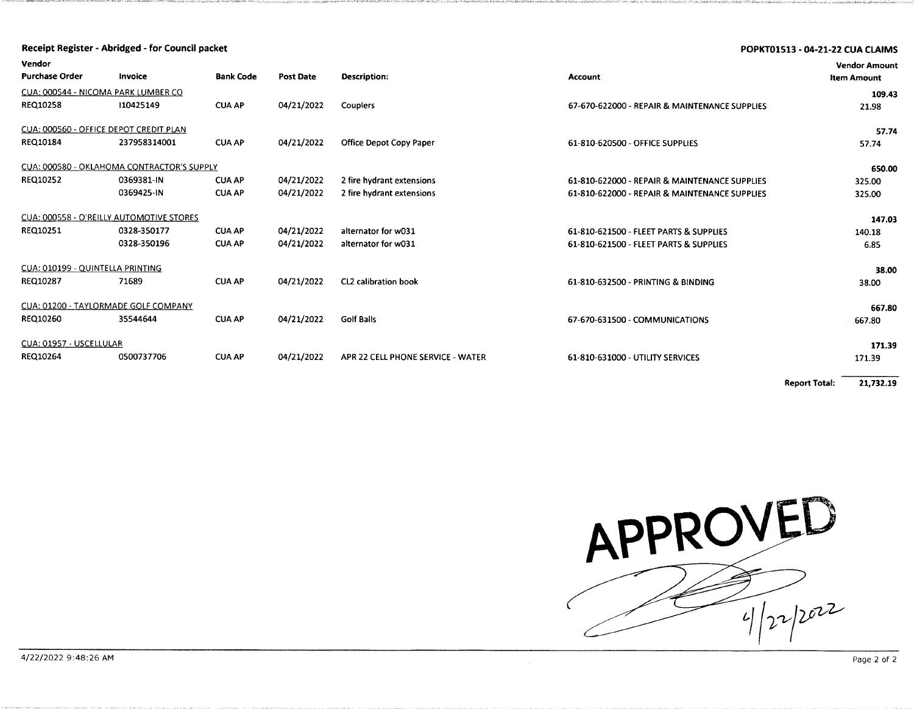## Receipt Register - Abridged - for Council packet

POPKT01513 - 04-21-22 CUA CLAIMS

| Vendor<br>Purchase Order | Invoice | Bank Code | Post Date | Description: | Account | Vendor Amount<br>Item Amount |
|---|---|---|---|---|---|---|
| CUA: 000544 - NICOMA PARK LUMBER CO | | | | | | 109.43 |
| REQ10258 | I10425149 | CUA AP | 04/21/2022 | Couplers | 67-670-622000 - REPAIR & MAINTENANCE SUPPLIES | 21.98 |
| CUA: 000560 - OFFICE DEPOT CREDIT PLAN | | | | | | 57.74 |
| REQ10184 | 237958314001 | CUA AP | 04/21/2022 | Office Depot Copy Paper | 61-810-620500 - OFFICE SUPPLIES | 57.74 |
| CUA: 000580 - OKLAHOMA CONTRACTOR'S SUPPLY | | | | | | 650.00 |
| REQ10252 | 0369381-IN | CUA AP | 04/21/2022 | 2 fire hydrant extensions | 61-810-622000 - REPAIR & MAINTENANCE SUPPLIES | 325.00 |
| | 0369425-IN | CUA AP | 04/21/2022 | 2 fire hydrant extensions | 61-810-622000 - REPAIR & MAINTENANCE SUPPLIES | 325.00 |
| CUA: 000558 - O'REILLY AUTOMOTIVE STORES | | | | | | 147.03 |
| REQ10251 | 0328-350177 | CUA AP | 04/21/2022 | alternator for w031 | 61-810-621500 - FLEET PARTS & SUPPLIES | 140.18 |
| | 0328-350196 | CUA AP | 04/21/2022 | alternator for w031 | 61-810-621500 - FLEET PARTS & SUPPLIES | 6.85 |
| CUA: 010199 - QUINTELLA PRINTING | | | | | | 38.00 |
| REQ10287 | 71689 | CUA AP | 04/21/2022 | CL2 calibration book | 61-810-632500 - PRINTING & BINDING | 38.00 |
| CUA: 01200 - TAYLORMADE GOLF COMPANY | | | | | | 667.80 |
| REQ10260 | 35544644 | CUA AP | 04/21/2022 | Golf Balls | 67-670-631500 - COMMUNICATIONS | 667.80 |
| CUA: 01957 - USCELLULAR | | | | | | 171.39 |
| REQ10264 | 0500737706 | CUA AP | 04/21/2022 | APR 22 CELL PHONE SERVICE - WATER | 61-810-631000 - UTILITY SERVICES | 171.39 |
| | | | | | Report Total: | 21,732.19 |

APPROVED

4/22/2022

4/22/2022 9:48:26 AM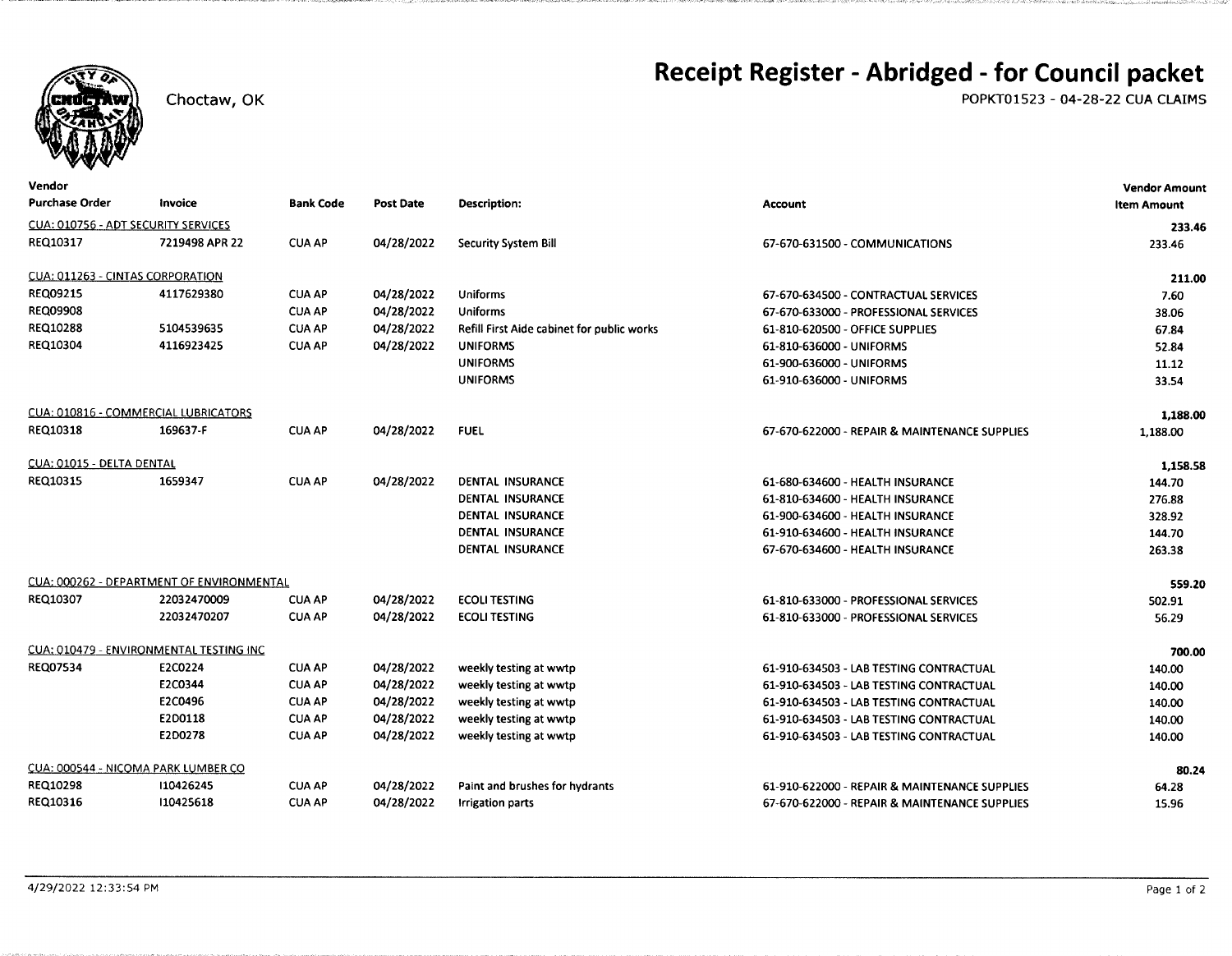Choctaw, OK

# Receipt Register - Abridged - for Council packet

POPKT01523 - 04-28-22 CUA CLAIMS

| Vendor<br>Purchase Order | Invoice | Bank Code | Post Date | Description: | Account | Vendor Amount<br>Item Amount |
|---|---|---|---|---|---|---|
| CUA: 010756 - ADT SECURITY SERVICES | | | | | | 233.46 |
| REQ10317 | 7219498 APR 22 | CUA AP | 04/28/2022 | Security System Bill | 67-670-631500 - COMMUNICATIONS | 233.46 |
| CUA: 011263 - CINTAS CORPORATION | | | | | | 211.00 |
| REQ09215 | 4117629380 | CUA AP | 04/28/2022 | Uniforms | 67-670-634500 - CONTRACTUAL SERVICES | 7.60 |
| REQ09908 | | CUA AP | 04/28/2022 | Uniforms | 67-670-633000 - PROFESSIONAL SERVICES | 38.06 |
| REQ10288 | 5104539635 | CUA AP | 04/28/2022 | Refill First Aide cabinet for public works | 61-810-620500 - OFFICE SUPPLIES | 67.84 |
| REQ10304 | 4116923425 | CUA AP | 04/28/2022 | UNIFORMS | 61-810-636000 - UNIFORMS | 52.84 |
| | | | | UNIFORMS | 61-900-636000 - UNIFORMS | 11.12 |
| | | | | UNIFORMS | 61-910-636000 - UNIFORMS | 33.54 |
| CUA: 010816 - COMMERCIAL LUBRICATORS | | | | | | 1,188.00 |
| REQ10318 | 169637-F | CUA AP | 04/28/2022 | FUEL | 67-670-622000 - REPAIR & MAINTENANCE SUPPLIES | 1,188.00 |
| CUA: 01015 - DELTA DENTAL | | | | | | 1,158.58 |
| REQ10315 | 1659347 | CUA AP | 04/28/2022 | DENTAL INSURANCE | 61-680-634600 - HEALTH INSURANCE | 144.70 |
| | | | | DENTAL INSURANCE | 61-810-634600 - HEALTH INSURANCE | 276.88 |
| | | | | DENTAL INSURANCE | 61-900-634600 - HEALTH INSURANCE | 328.92 |
| | | | | DENTAL INSURANCE | 61-910-634600 - HEALTH INSURANCE | 144.70 |
| | | | | DENTAL INSURANCE | 67-670-634600 - HEALTH INSURANCE | 263.38 |
| CUA: 000262 - DEPARTMENT OF ENVIRONMENTAL | | | | | | 559.20 |
| REQ10307 | 22032470009 | CUA AP | 04/28/2022 | ECOLI TESTING | 61-810-633000 - PROFESSIONAL SERVICES | 502.91 |
| | 22032470207 | CUA AP | 04/28/2022 | ECOLI TESTING | 61-810-633000 - PROFESSIONAL SERVICES | 56.29 |
| CUA: 010479 - ENVIRONMENTAL TESTING INC | | | | | | 700.00 |
| REQ07534 | E2C0224 | CUA AP | 04/28/2022 | weekly testing at wwtp | 61-910-634503 - LAB TESTING CONTRACTUAL | 140.00 |
| | E2C0344 | CUA AP | 04/28/2022 | weekly testing at wwtp | 61-910-634503 - LAB TESTING CONTRACTUAL | 140.00 |
| | E2C0496 | CUA AP | 04/28/2022 | weekly testing at wwtp | 61-910-634503 - LAB TESTING CONTRACTUAL | 140.00 |
| | E2D0118 | CUA AP | 04/28/2022 | weekly testing at wwtp | 61-910-634503 - LAB TESTING CONTRACTUAL | 140.00 |
| | E2D0278 | CUA AP | 04/28/2022 | weekly testing at wwtp | 61-910-634503 - LAB TESTING CONTRACTUAL | 140.00 |
| CUA: 000544 - NICOMA PARK LUMBER CO | | | | | | 80.24 |
| REQ10298 | I10426245 | CUA AP | 04/28/2022 | Paint and brushes for hydrants | 61-910-622000 - REPAIR & MAINTENANCE SUPPLIES | 64.28 |
| REQ10316 | I10425618 | CUA AP | 04/28/2022 | Irrigation parts | 67-670-622000 - REPAIR & MAINTENANCE SUPPLIES | 15.96 |

4/29/2022 12:33:54 PM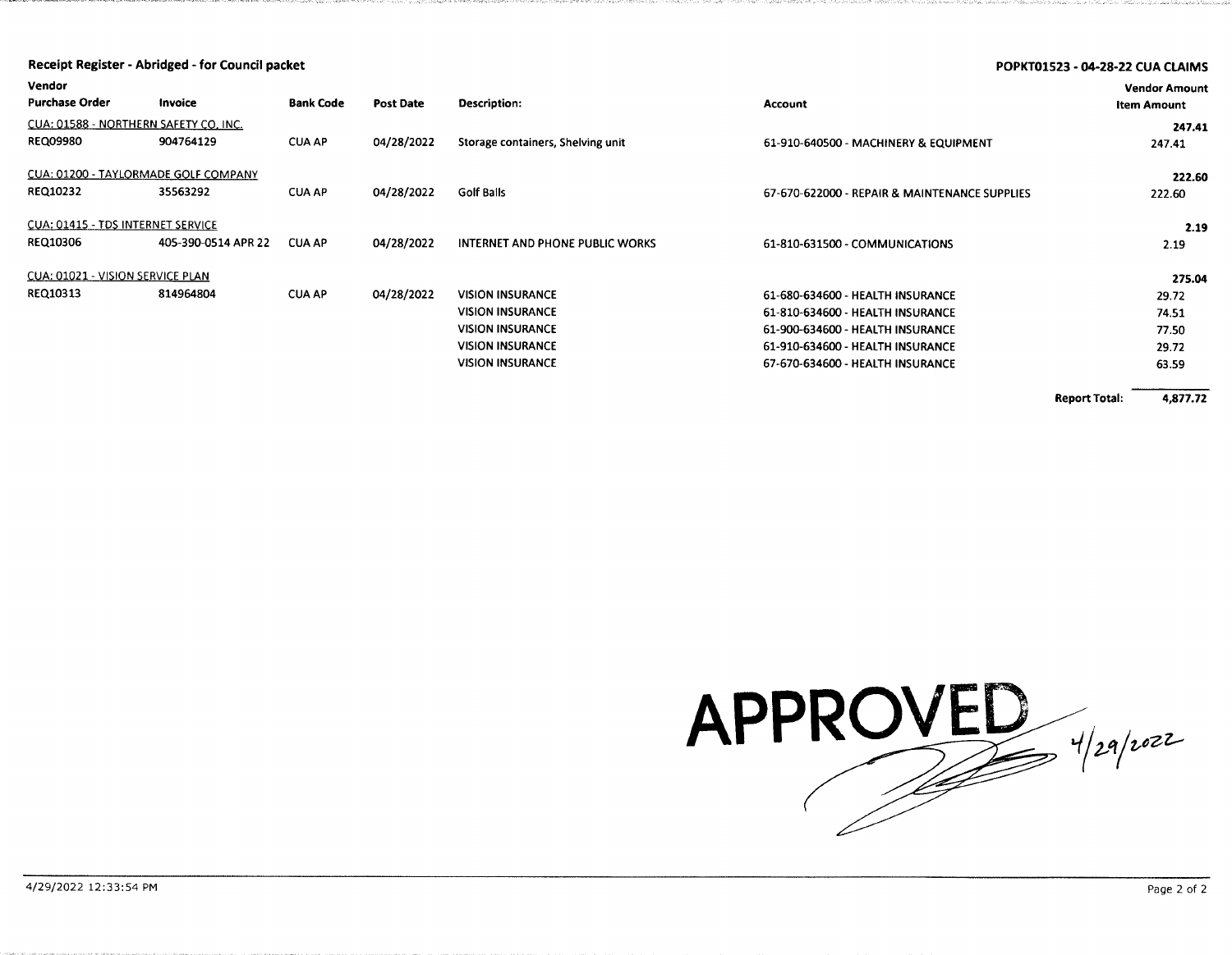**Receipt Register - Abridged - for Council packet**

**POPKT01523 - 04-28-22 CUA CLAIMS**

| Vendor / Purchase Order | Invoice | Bank Code | Post Date | Description: | Account | Vendor Amount / Item Amount |
|---|---|---|---|---|---|---|
| CUA: 01588 - NORTHERN SAFETY CO. INC. | | | | | | **247.41** |
| REQ09980 | 904764129 | CUA AP | 04/28/2022 | Storage containers, Shelving unit | 61-910-640500 - MACHINERY & EQUIPMENT | 247.41 |
| CUA: 01200 - TAYLORMADE GOLF COMPANY | | | | | | **222.60** |
| REQ10232 | 35563292 | CUA AP | 04/28/2022 | Golf Balls | 67-670-622000 - REPAIR & MAINTENANCE SUPPLIES | 222.60 |
| CUA: 01415 - TDS INTERNET SERVICE | | | | | | **2.19** |
| REQ10306 | 405-390-0514 APR 22 | CUA AP | 04/28/2022 | INTERNET AND PHONE PUBLIC WORKS | 61-810-631500 - COMMUNICATIONS | 2.19 |
| CUA: 01021 - VISION SERVICE PLAN | | | | | | **275.04** |
| REQ10313 | 814964804 | CUA AP | 04/28/2022 | VISION INSURANCE | 61-680-634600 - HEALTH INSURANCE | 29.72 |
| | | | | VISION INSURANCE | 61-810-634600 - HEALTH INSURANCE | 74.51 |
| | | | | VISION INSURANCE | 61-900-634600 - HEALTH INSURANCE | 77.50 |
| | | | | VISION INSURANCE | 61-910-634600 - HEALTH INSURANCE | 29.72 |
| | | | | VISION INSURANCE | 67-670-634600 - HEALTH INSURANCE | 63.59 |

**Report Total:** **4,877.72**

APPROVED 4/29/2022

4/29/2022 12:33:54 PM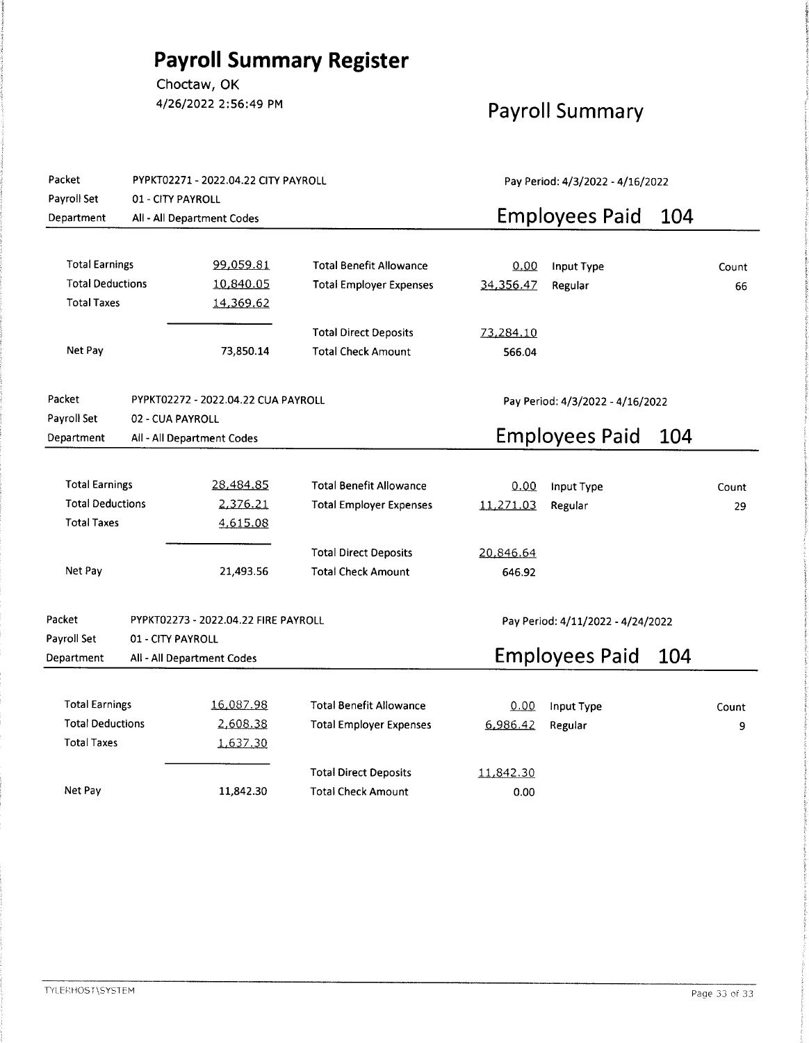# Payroll Summary Register

Choctaw, OK
4/26/2022 2:56:49 PM

## Payroll Summary

Packet PYPKT02271 - 2022.04.22 CITY PAYROLL
Payroll Set 01 - CITY PAYROLL
Department All - All Department Codes

Pay Period: 4/3/2022 - 4/16/2022

**Employees Paid 104**

| | | | | | |
|---|---|---|---|---|---|
| Total Earnings | 99,059.81 | Total Benefit Allowance | 0.00 | Input Type | Count |
| Total Deductions | 10,840.05 | Total Employer Expenses | 34,356.47 | Regular | 66 |
| Total Taxes | 14,369.62 | | | | |
| | | Total Direct Deposits | 73,284.10 | | |
| Net Pay | 73,850.14 | Total Check Amount | 566.04 | | |

Packet PYPKT02272 - 2022.04.22 CUA PAYROLL
Payroll Set 02 - CUA PAYROLL
Department All - All Department Codes

Pay Period: 4/3/2022 - 4/16/2022

**Employees Paid 104**

| | | | | | |
|---|---|---|---|---|---|
| Total Earnings | 28,484.85 | Total Benefit Allowance | 0.00 | Input Type | Count |
| Total Deductions | 2,376.21 | Total Employer Expenses | 11,271.03 | Regular | 29 |
| Total Taxes | 4,615.08 | | | | |
| | | Total Direct Deposits | 20,846.64 | | |
| Net Pay | 21,493.56 | Total Check Amount | 646.92 | | |

Packet PYPKT02273 - 2022.04.22 FIRE PAYROLL
Payroll Set 01 - CITY PAYROLL
Department All - All Department Codes

Pay Period: 4/11/2022 - 4/24/2022

**Employees Paid 104**

| | | | | | |
|---|---|---|---|---|---|
| Total Earnings | 16,087.98 | Total Benefit Allowance | 0.00 | Input Type | Count |
| Total Deductions | 2,608.38 | Total Employer Expenses | 6,986.42 | Regular | 9 |
| Total Taxes | 1,637.30 | | | | |
| | | Total Direct Deposits | 11,842.30 | | |
| Net Pay | 11,842.30 | Total Check Amount | 0.00 | | |

TYLERHOST\SYSTEM